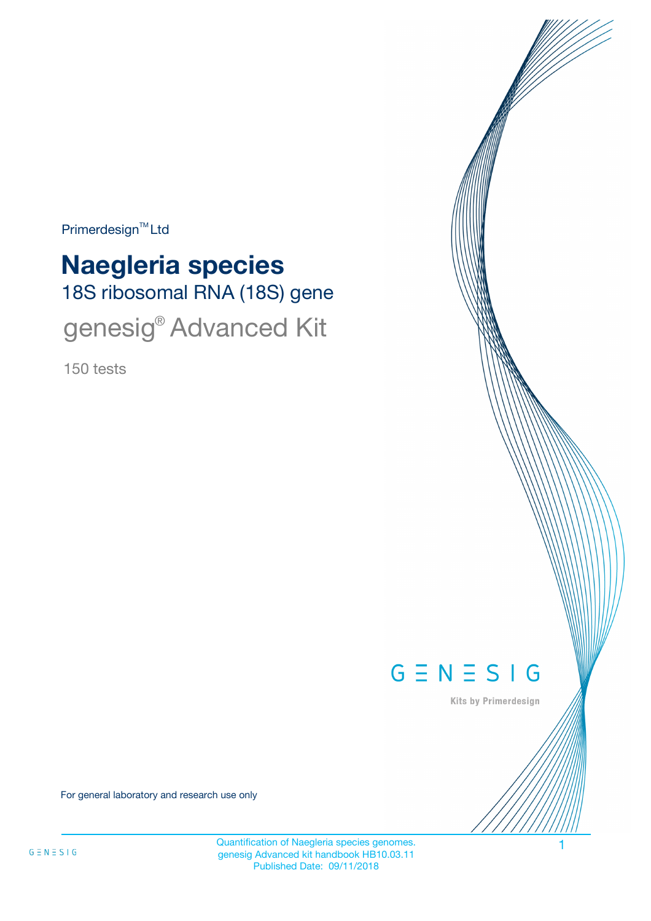Primerdesign™ Ltd

# Naegleria species

## 18S ribosomal RNA (18S) gene

## genesig® Advanced Kit

150 tests

GENESIG

Kits by Primerdesign

For general laboratory and research use only

Quantification of Naegleria species genomes.
genesig Advanced kit handbook HB10.03.11
Published Date: 09/11/2018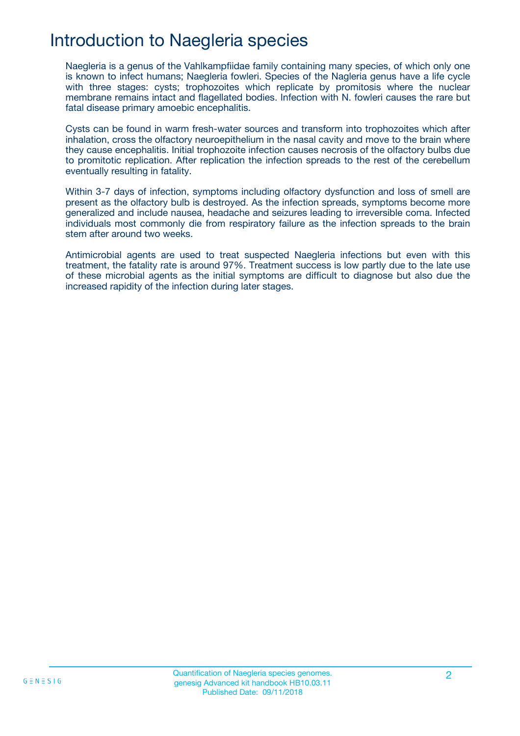# Introduction to Naegleria species

Naegleria is a genus of the Vahlkampfiidae family containing many species, of which only one is known to infect humans; Naegleria fowleri. Species of the Nagleria genus have a life cycle with three stages: cysts; trophozoites which replicate by promitosis where the nuclear membrane remains intact and flagellated bodies. Infection with N. fowleri causes the rare but fatal disease primary amoebic encephalitis.

Cysts can be found in warm fresh-water sources and transform into trophozoites which after inhalation, cross the olfactory neuroepithelium in the nasal cavity and move to the brain where they cause encephalitis. Initial trophozoite infection causes necrosis of the olfactory bulbs due to promitotic replication. After replication the infection spreads to the rest of the cerebellum eventually resulting in fatality.

Within 3-7 days of infection, symptoms including olfactory dysfunction and loss of smell are present as the olfactory bulb is destroyed. As the infection spreads, symptoms become more generalized and include nausea, headache and seizures leading to irreversible coma. Infected individuals most commonly die from respiratory failure as the infection spreads to the brain stem after around two weeks.

Antimicrobial agents are used to treat suspected Naegleria infections but even with this treatment, the fatality rate is around 97%. Treatment success is low partly due to the late use of these microbial agents as the initial symptoms are difficult to diagnose but also due the increased rapidity of the infection during later stages.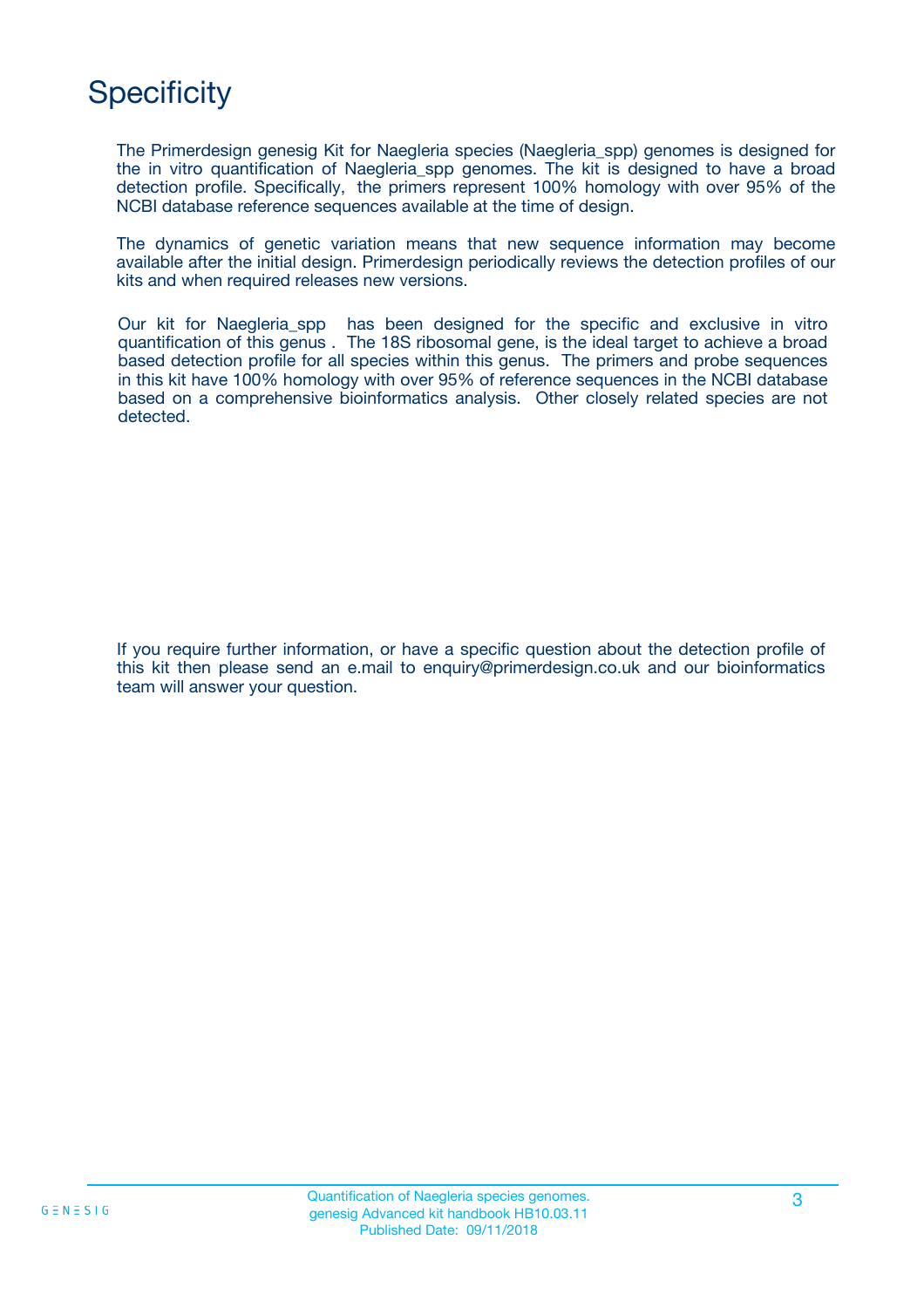# Specificity

The Primerdesign genesig Kit for Naegleria species (Naegleria_spp) genomes is designed for the in vitro quantification of Naegleria_spp genomes. The kit is designed to have a broad detection profile. Specifically, the primers represent 100% homology with over 95% of the NCBI database reference sequences available at the time of design.

The dynamics of genetic variation means that new sequence information may become available after the initial design. Primerdesign periodically reviews the detection profiles of our kits and when required releases new versions.

Our kit for Naegleria_spp has been designed for the specific and exclusive in vitro quantification of this genus . The 18S ribosomal gene, is the ideal target to achieve a broad based detection profile for all species within this genus. The primers and probe sequences in this kit have 100% homology with over 95% of reference sequences in the NCBI database based on a comprehensive bioinformatics analysis. Other closely related species are not detected.

If you require further information, or have a specific question about the detection profile of this kit then please send an e.mail to enquiry@primerdesign.co.uk and our bioinformatics team will answer your question.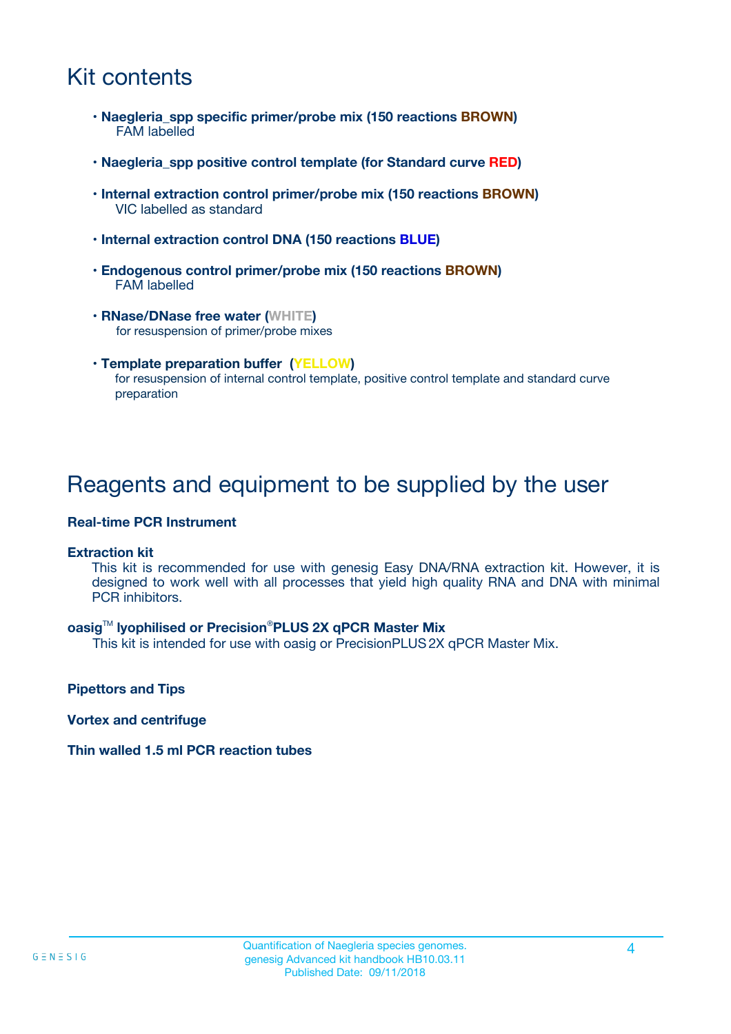# Kit contents

- **Naegleria_spp specific primer/probe mix (150 reactions BROWN)**
  FAM labelled
- **Naegleria_spp positive control template (for Standard curve RED)**
- **Internal extraction control primer/probe mix (150 reactions BROWN)**
  VIC labelled as standard
- **Internal extraction control DNA (150 reactions BLUE)**
- **Endogenous control primer/probe mix (150 reactions BROWN)**
  FAM labelled
- **RNase/DNase free water (WHITE)**
  for resuspension of primer/probe mixes
- **Template preparation buffer (YELLOW)**
  for resuspension of internal control template, positive control template and standard curve preparation

# Reagents and equipment to be supplied by the user

**Real-time PCR Instrument**

**Extraction kit**

This kit is recommended for use with genesig Easy DNA/RNA extraction kit. However, it is designed to work well with all processes that yield high quality RNA and DNA with minimal PCR inhibitors.

**oasig™ lyophilised or Precision®PLUS 2X qPCR Master Mix**

This kit is intended for use with oasig or PrecisionPLUS 2X qPCR Master Mix.

**Pipettors and Tips**

**Vortex and centrifuge**

**Thin walled 1.5 ml PCR reaction tubes**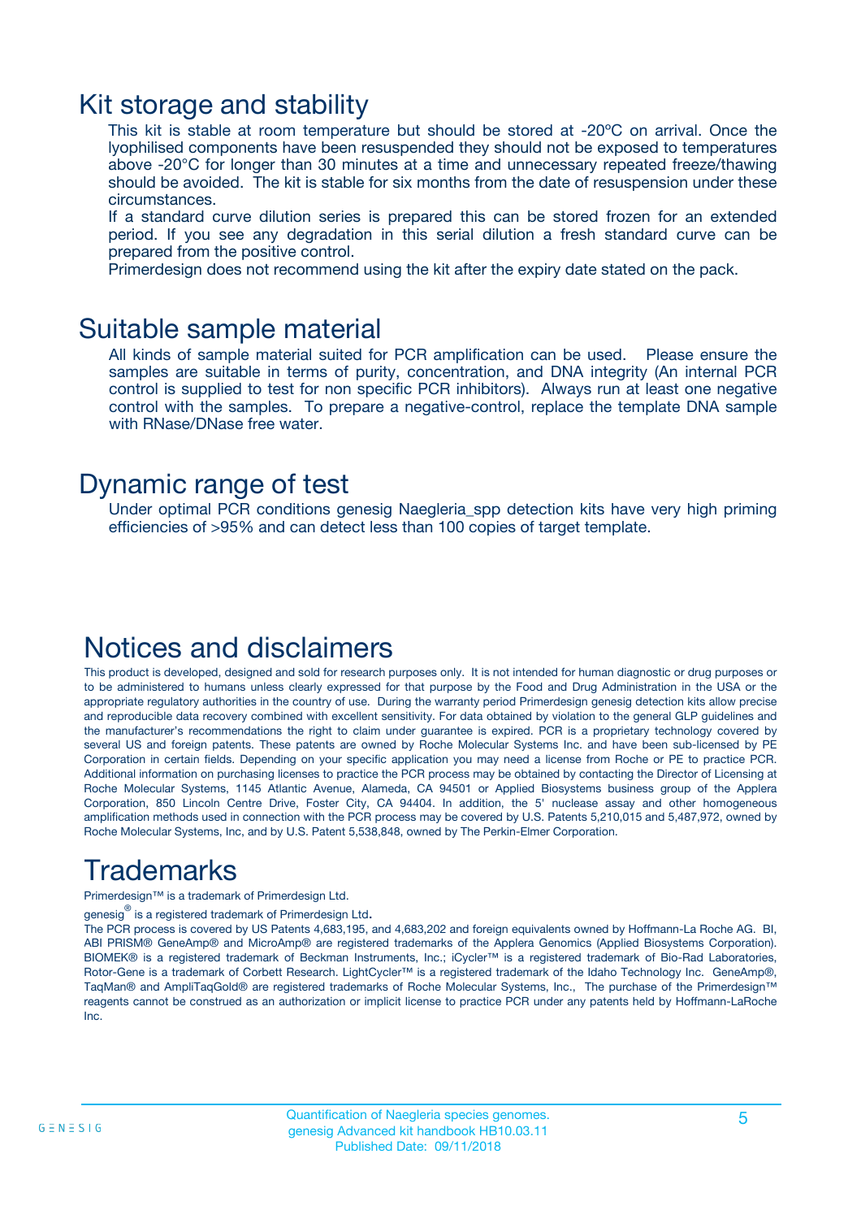# Kit storage and stability

This kit is stable at room temperature but should be stored at -20ºC on arrival. Once the lyophilised components have been resuspended they should not be exposed to temperatures above -20°C for longer than 30 minutes at a time and unnecessary repeated freeze/thawing should be avoided. The kit is stable for six months from the date of resuspension under these circumstances.

If a standard curve dilution series is prepared this can be stored frozen for an extended period. If you see any degradation in this serial dilution a fresh standard curve can be prepared from the positive control.

Primerdesign does not recommend using the kit after the expiry date stated on the pack.

# Suitable sample material

All kinds of sample material suited for PCR amplification can be used. Please ensure the samples are suitable in terms of purity, concentration, and DNA integrity (An internal PCR control is supplied to test for non specific PCR inhibitors). Always run at least one negative control with the samples. To prepare a negative-control, replace the template DNA sample with RNase/DNase free water.

# Dynamic range of test

Under optimal PCR conditions genesig Naegleria_spp detection kits have very high priming efficiencies of >95% and can detect less than 100 copies of target template.

# Notices and disclaimers

This product is developed, designed and sold for research purposes only. It is not intended for human diagnostic or drug purposes or to be administered to humans unless clearly expressed for that purpose by the Food and Drug Administration in the USA or the appropriate regulatory authorities in the country of use. During the warranty period Primerdesign genesig detection kits allow precise and reproducible data recovery combined with excellent sensitivity. For data obtained by violation to the general GLP guidelines and the manufacturer's recommendations the right to claim under guarantee is expired. PCR is a proprietary technology covered by several US and foreign patents. These patents are owned by Roche Molecular Systems Inc. and have been sub-licensed by PE Corporation in certain fields. Depending on your specific application you may need a license from Roche or PE to practice PCR. Additional information on purchasing licenses to practice the PCR process may be obtained by contacting the Director of Licensing at Roche Molecular Systems, 1145 Atlantic Avenue, Alameda, CA 94501 or Applied Biosystems business group of the Applera Corporation, 850 Lincoln Centre Drive, Foster City, CA 94404. In addition, the 5' nuclease assay and other homogeneous amplification methods used in connection with the PCR process may be covered by U.S. Patents 5,210,015 and 5,487,972, owned by Roche Molecular Systems, Inc, and by U.S. Patent 5,538,848, owned by The Perkin-Elmer Corporation.

# Trademarks

Primerdesign™ is a trademark of Primerdesign Ltd.

genesig® is a registered trademark of Primerdesign Ltd.

The PCR process is covered by US Patents 4,683,195, and 4,683,202 and foreign equivalents owned by Hoffmann-La Roche AG. BI, ABI PRISM® GeneAmp® and MicroAmp® are registered trademarks of the Applera Genomics (Applied Biosystems Corporation). BIOMEK® is a registered trademark of Beckman Instruments, Inc.; iCycler™ is a registered trademark of Bio-Rad Laboratories, Rotor-Gene is a trademark of Corbett Research. LightCycler™ is a registered trademark of the Idaho Technology Inc. GeneAmp®, TaqMan® and AmpliTaqGold® are registered trademarks of Roche Molecular Systems, Inc., The purchase of the Primerdesign™ reagents cannot be construed as an authorization or implicit license to practice PCR under any patents held by Hoffmann-LaRoche Inc.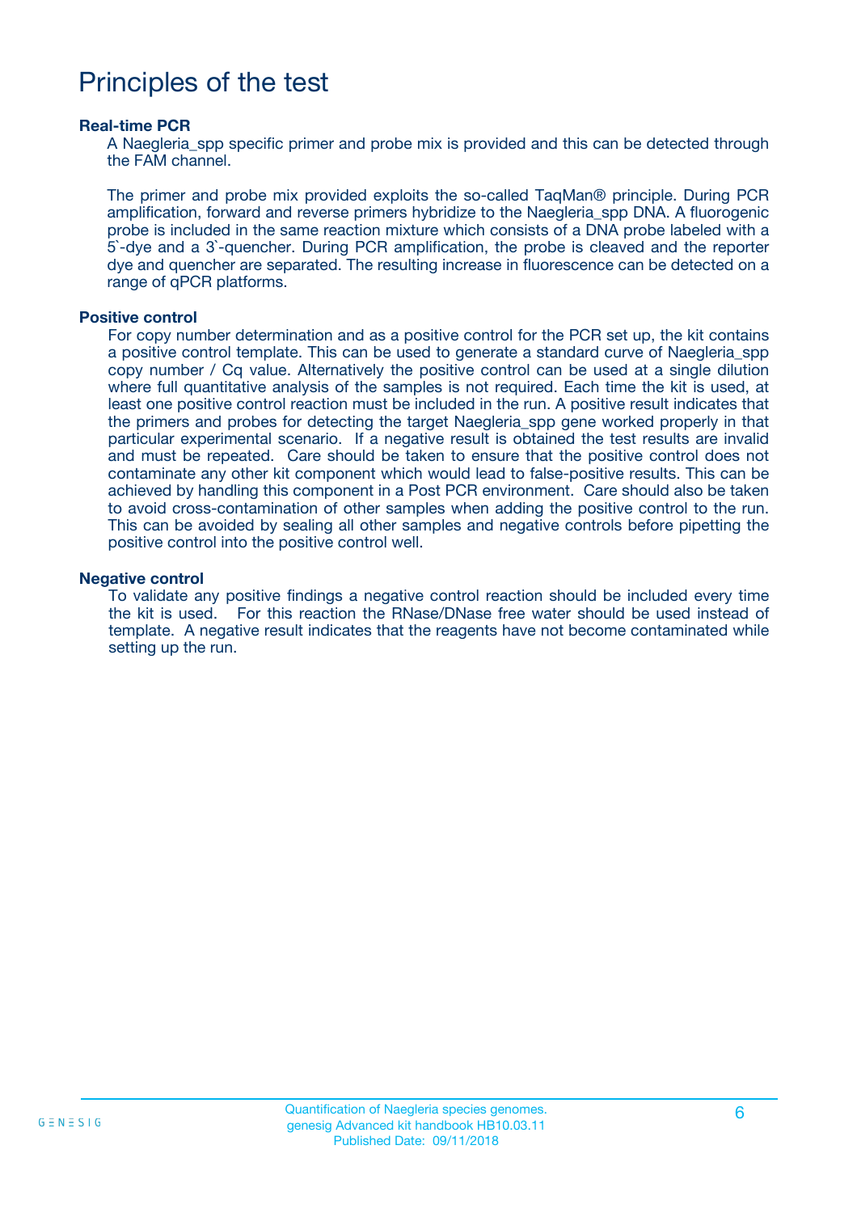# Principles of the test

### Real-time PCR

A Naegleria_spp specific primer and probe mix is provided and this can be detected through the FAM channel.

The primer and probe mix provided exploits the so-called TaqMan® principle. During PCR amplification, forward and reverse primers hybridize to the Naegleria_spp DNA. A fluorogenic probe is included in the same reaction mixture which consists of a DNA probe labeled with a 5`-dye and a 3`-quencher. During PCR amplification, the probe is cleaved and the reporter dye and quencher are separated. The resulting increase in fluorescence can be detected on a range of qPCR platforms.

### Positive control

For copy number determination and as a positive control for the PCR set up, the kit contains a positive control template. This can be used to generate a standard curve of Naegleria_spp copy number / Cq value. Alternatively the positive control can be used at a single dilution where full quantitative analysis of the samples is not required. Each time the kit is used, at least one positive control reaction must be included in the run. A positive result indicates that the primers and probes for detecting the target Naegleria_spp gene worked properly in that particular experimental scenario. If a negative result is obtained the test results are invalid and must be repeated. Care should be taken to ensure that the positive control does not contaminate any other kit component which would lead to false-positive results. This can be achieved by handling this component in a Post PCR environment. Care should also be taken to avoid cross-contamination of other samples when adding the positive control to the run. This can be avoided by sealing all other samples and negative controls before pipetting the positive control into the positive control well.

### Negative control

To validate any positive findings a negative control reaction should be included every time the kit is used. For this reaction the RNase/DNase free water should be used instead of template. A negative result indicates that the reagents have not become contaminated while setting up the run.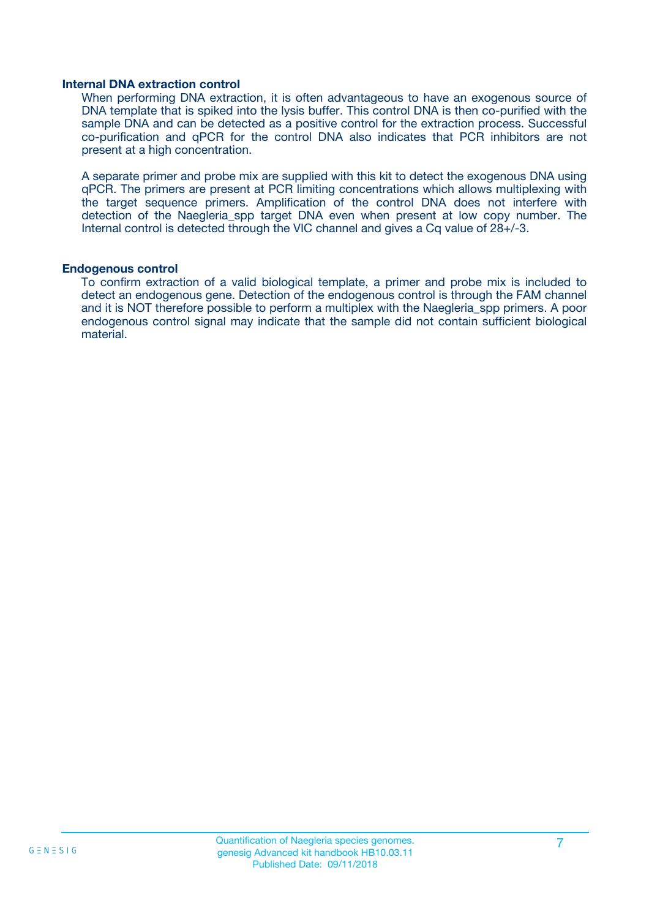### Internal DNA extraction control

When performing DNA extraction, it is often advantageous to have an exogenous source of DNA template that is spiked into the lysis buffer. This control DNA is then co-purified with the sample DNA and can be detected as a positive control for the extraction process. Successful co-purification and qPCR for the control DNA also indicates that PCR inhibitors are not present at a high concentration.

A separate primer and probe mix are supplied with this kit to detect the exogenous DNA using qPCR. The primers are present at PCR limiting concentrations which allows multiplexing with the target sequence primers. Amplification of the control DNA does not interfere with detection of the Naegleria_spp target DNA even when present at low copy number. The Internal control is detected through the VIC channel and gives a Cq value of 28+/-3.

### Endogenous control

To confirm extraction of a valid biological template, a primer and probe mix is included to detect an endogenous gene. Detection of the endogenous control is through the FAM channel and it is NOT therefore possible to perform a multiplex with the Naegleria_spp primers. A poor endogenous control signal may indicate that the sample did not contain sufficient biological material.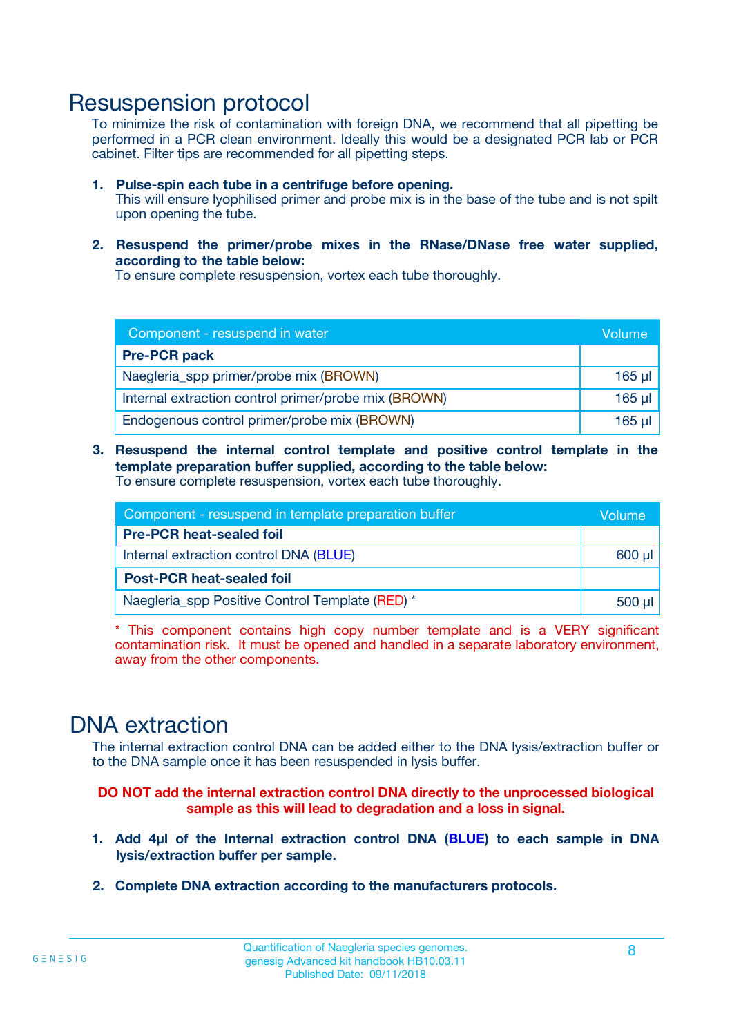# Resuspension protocol

To minimize the risk of contamination with foreign DNA, we recommend that all pipetting be performed in a PCR clean environment. Ideally this would be a designated PCR lab or PCR cabinet. Filter tips are recommended for all pipetting steps.

1. **Pulse-spin each tube in a centrifuge before opening.**
   This will ensure lyophilised primer and probe mix is in the base of the tube and is not spilt upon opening the tube.

2. **Resuspend the primer/probe mixes in the RNase/DNase free water supplied, according to the table below:**
   To ensure complete resuspension, vortex each tube thoroughly.

| Component - resuspend in water | Volume |
|---|---|
| **Pre-PCR pack** | |
| Naegleria_spp primer/probe mix (BROWN) | 165 µl |
| Internal extraction control primer/probe mix (BROWN) | 165 µl |
| Endogenous control primer/probe mix (BROWN) | 165 µl |

3. **Resuspend the internal control template and positive control template in the template preparation buffer supplied, according to the table below:**
   To ensure complete resuspension, vortex each tube thoroughly.

| Component - resuspend in template preparation buffer | Volume |
|---|---|
| **Pre-PCR heat-sealed foil** | |
| Internal extraction control DNA (BLUE) | 600 µl |
| **Post-PCR heat-sealed foil** | |
| Naegleria_spp Positive Control Template (RED) * | 500 µl |

* This component contains high copy number template and is a VERY significant contamination risk. It must be opened and handled in a separate laboratory environment, away from the other components.

# DNA extraction

The internal extraction control DNA can be added either to the DNA lysis/extraction buffer or to the DNA sample once it has been resuspended in lysis buffer.

**DO NOT add the internal extraction control DNA directly to the unprocessed biological sample as this will lead to degradation and a loss in signal.**

1. **Add 4µl of the Internal extraction control DNA (BLUE) to each sample in DNA lysis/extraction buffer per sample.**

2. **Complete DNA extraction according to the manufacturers protocols.**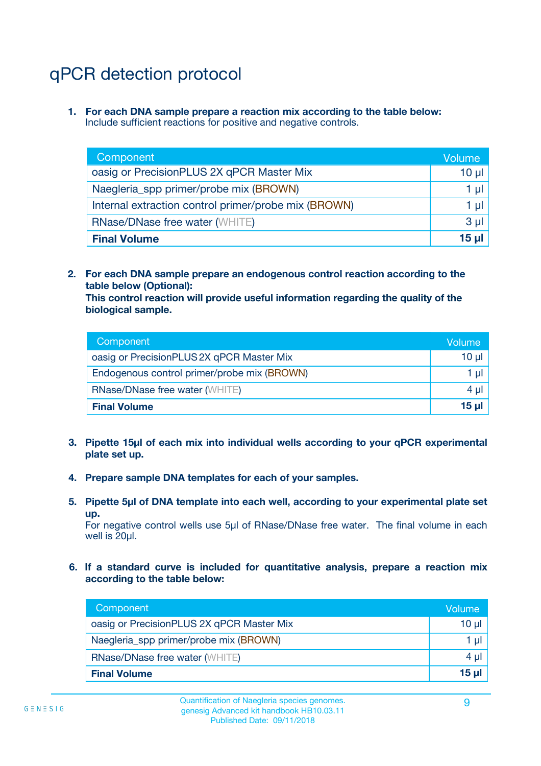# qPCR detection protocol

1. **For each DNA sample prepare a reaction mix according to the table below:**
   Include sufficient reactions for positive and negative controls.

| Component | Volume |
|---|---|
| oasig or PrecisionPLUS 2X qPCR Master Mix | 10 µl |
| Naegleria_spp primer/probe mix (BROWN) | 1 µl |
| Internal extraction control primer/probe mix (BROWN) | 1 µl |
| RNase/DNase free water (WHITE) | 3 µl |
| **Final Volume** | **15 µl** |

2. **For each DNA sample prepare an endogenous control reaction according to the table below (Optional):**
   **This control reaction will provide useful information regarding the quality of the biological sample.**

| Component | Volume |
|---|---|
| oasig or PrecisionPLUS 2X qPCR Master Mix | 10 µl |
| Endogenous control primer/probe mix (BROWN) | 1 µl |
| RNase/DNase free water (WHITE) | 4 µl |
| **Final Volume** | **15 µl** |

3. **Pipette 15µl of each mix into individual wells according to your qPCR experimental plate set up.**

4. **Prepare sample DNA templates for each of your samples.**

5. **Pipette 5µl of DNA template into each well, according to your experimental plate set up.**
   For negative control wells use 5µl of RNase/DNase free water. The final volume in each well is 20µl.

6. **If a standard curve is included for quantitative analysis, prepare a reaction mix according to the table below:**

| Component | Volume |
|---|---|
| oasig or PrecisionPLUS 2X qPCR Master Mix | 10 µl |
| Naegleria_spp primer/probe mix (BROWN) | 1 µl |
| RNase/DNase free water (WHITE) | 4 µl |
| **Final Volume** | **15 µl** |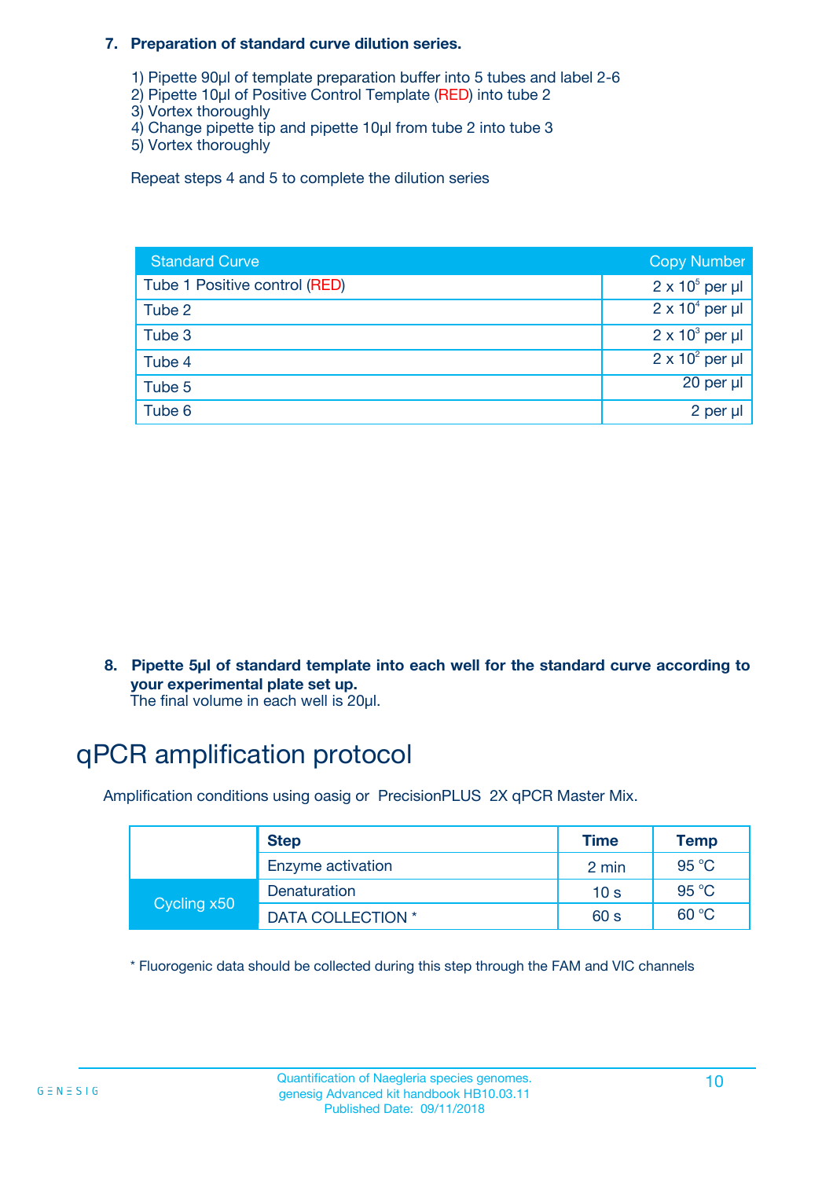**7. Preparation of standard curve dilution series.**

1) Pipette 90µl of template preparation buffer into 5 tubes and label 2-6
2) Pipette 10µl of Positive Control Template (RED) into tube 2
3) Vortex thoroughly
4) Change pipette tip and pipette 10µl from tube 2 into tube 3
5) Vortex thoroughly

Repeat steps 4 and 5 to complete the dilution series

| Standard Curve | Copy Number |
|---|---|
| Tube 1 Positive control (RED) | $2 \times 10^5$ per µl |
| Tube 2 | $2 \times 10^4$ per µl |
| Tube 3 | $2 \times 10^3$ per µl |
| Tube 4 | $2 \times 10^2$ per µl |
| Tube 5 | 20 per µl |
| Tube 6 | 2 per µl |

**8. Pipette 5µl of standard template into each well for the standard curve according to your experimental plate set up.**
The final volume in each well is 20µl.

# qPCR amplification protocol

Amplification conditions using oasig or PrecisionPLUS 2X qPCR Master Mix.

| | Step | Time | Temp |
|---|---|---|---|
| | Enzyme activation | 2 min | 95 °C |
| Cycling x50 | Denaturation | 10 s | 95 °C |
| | DATA COLLECTION * | 60 s | 60 °C |

* Fluorogenic data should be collected during this step through the FAM and VIC channels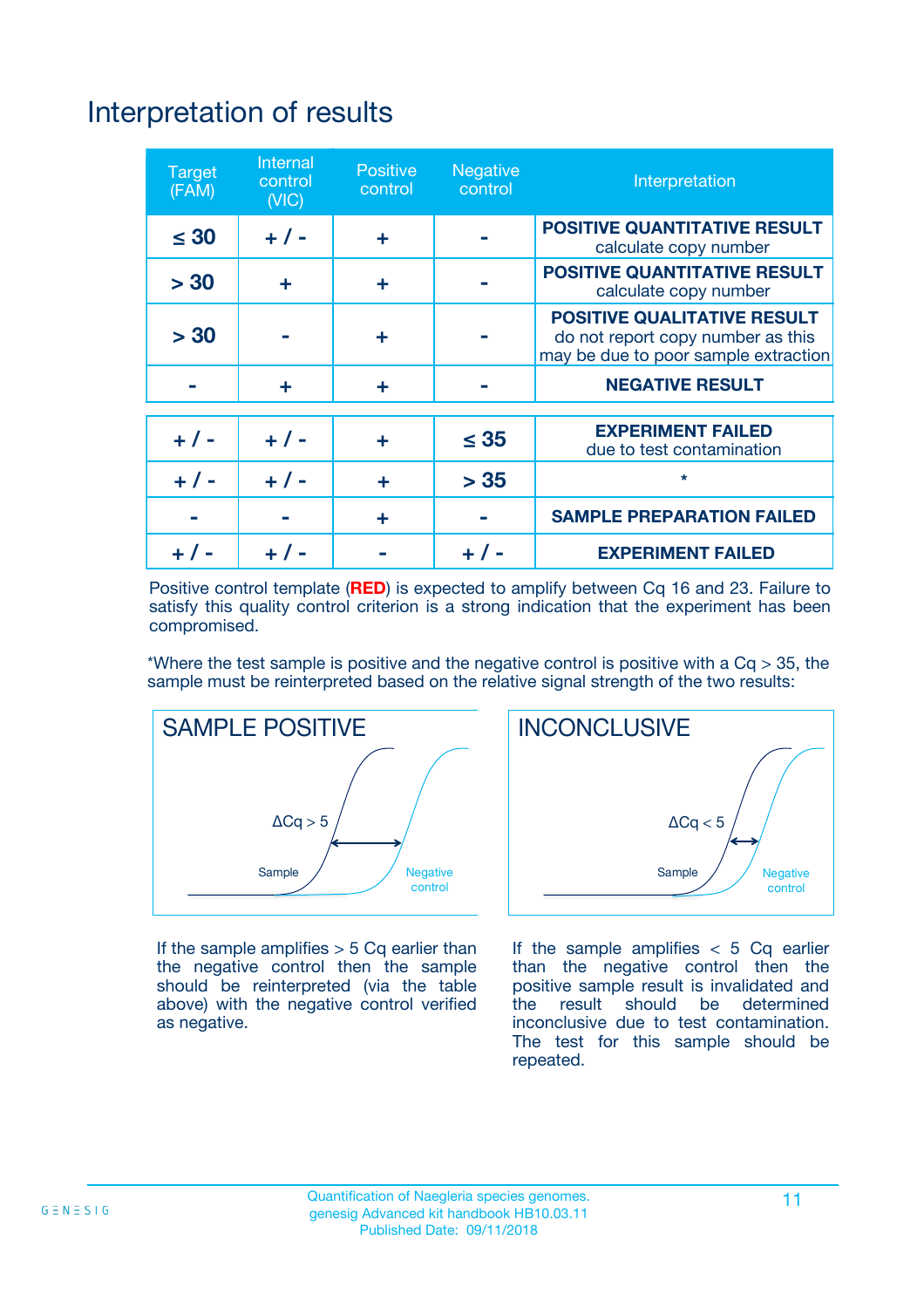# Interpretation of results

| Target (FAM) | Internal control (VIC) | Positive control | Negative control | Interpretation |
|---|---|---|---|---|
| ≤ 30 | + / - | + | - | **POSITIVE QUANTITATIVE RESULT** calculate copy number |
| > 30 | + | + | - | **POSITIVE QUANTITATIVE RESULT** calculate copy number |
| > 30 | - | + | - | **POSITIVE QUALITATIVE RESULT** do not report copy number as this may be due to poor sample extraction |
| - | + | + | - | **NEGATIVE RESULT** |
| + / - | + / - | + | ≤ 35 | **EXPERIMENT FAILED** due to test contamination |
| + / - | + / - | + | > 35 | * |
| - | - | + | - | **SAMPLE PREPARATION FAILED** |
| + / - | + / - | - | + / - | **EXPERIMENT FAILED** |

Positive control template (**RED**) is expected to amplify between Cq 16 and 23. Failure to satisfy this quality control criterion is a strong indication that the experiment has been compromised.

*Where the test sample is positive and the negative control is positive with a Cq > 35, the sample must be reinterpreted based on the relative signal strength of the two results:

**SAMPLE POSITIVE**

ΔCq > 5

Sample | Negative control

If the sample amplifies > 5 Cq earlier than the negative control then the sample should be reinterpreted (via the table above) with the negative control verified as negative.

**INCONCLUSIVE**

ΔCq < 5

Sample | Negative control

If the sample amplifies < 5 Cq earlier than the negative control then the positive sample result is invalidated and the result should be determined inconclusive due to test contamination. The test for this sample should be repeated.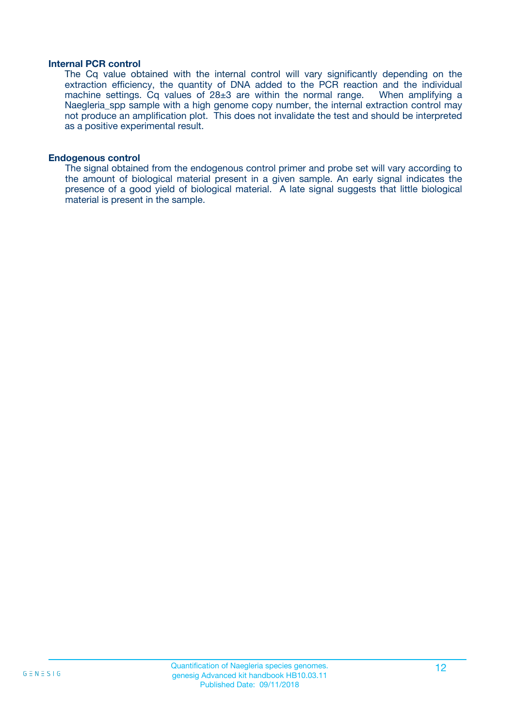**Internal PCR control**

The Cq value obtained with the internal control will vary significantly depending on the extraction efficiency, the quantity of DNA added to the PCR reaction and the individual machine settings. Cq values of 28±3 are within the normal range. When amplifying a Naegleria_spp sample with a high genome copy number, the internal extraction control may not produce an amplification plot. This does not invalidate the test and should be interpreted as a positive experimental result.

**Endogenous control**

The signal obtained from the endogenous control primer and probe set will vary according to the amount of biological material present in a given sample. An early signal indicates the presence of a good yield of biological material. A late signal suggests that little biological material is present in the sample.